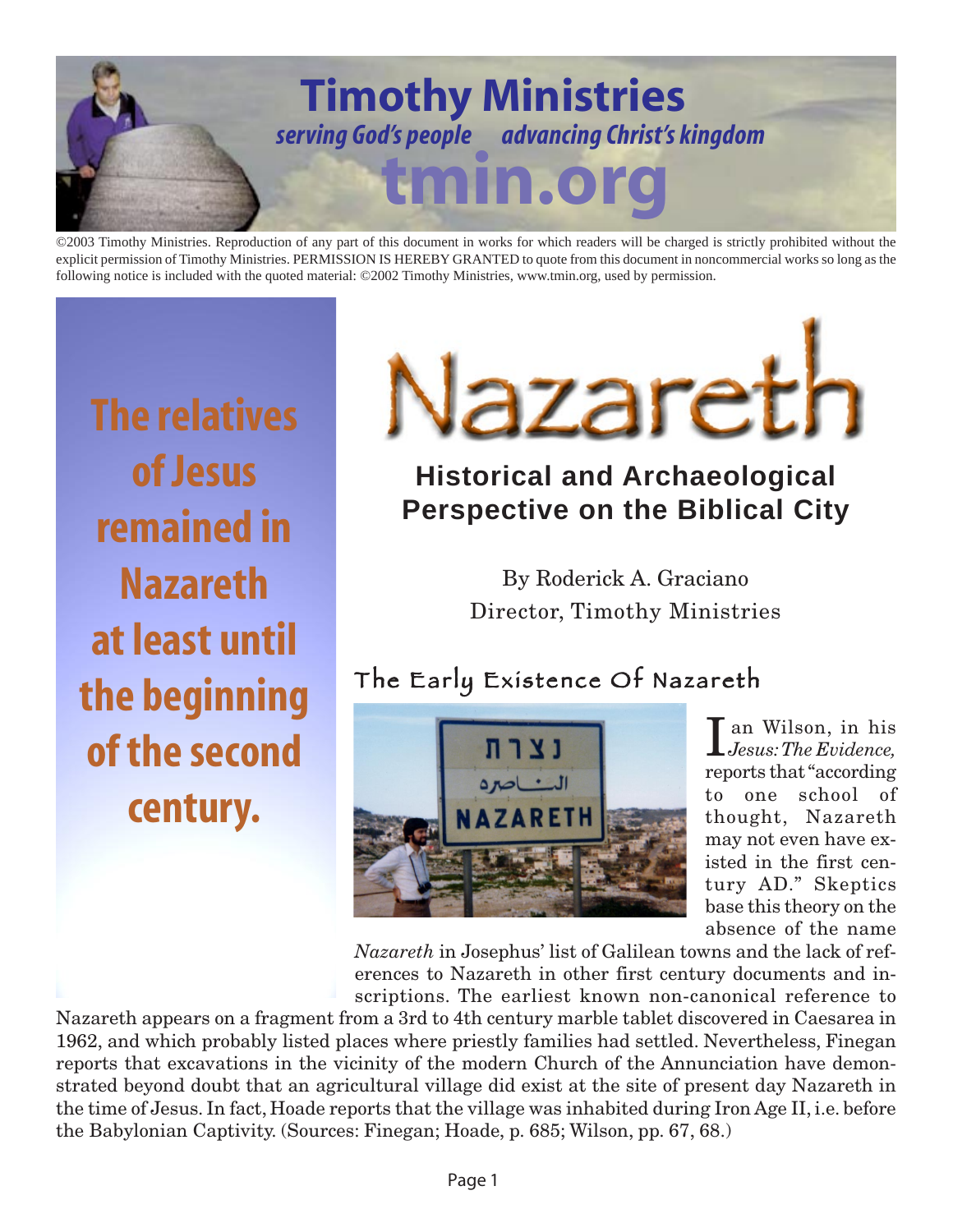# Timothy Ministries

*serving God's people advancing Christ's kingdom*

**tmin.org**

©2003 Timothy Ministries. Reproduction of any part of this document in works for which readers will be charged is strictly prohibited without the explicit permission of Timothy Ministries. PERMISSION IS HEREBY GRANTED to quote from this document in noncommercial works so long as the following notice is included with the quoted material: ©2002 Timothy Ministries, www.tmin.org, used by permission.

**The relatives of Jesus remained in Nazareth at least until the beginning of the second century.**

# Nazareth

## Historical and Archaeological Perspective on the Biblical City

By Roderick A. Graciano
Director, Timothy Ministries

### The Early Existence Of Nazareth

Ian Wilson, in his *Jesus: The Evidence,* reports that "according to one school of thought, Nazareth may not even have existed in the first century AD." Skeptics base this theory on the absence of the name *Nazareth* in Josephus' list of Galilean towns and the lack of references to Nazareth in other first century documents and inscriptions. The earliest known non-canonical reference to Nazareth appears on a fragment from a 3rd to 4th century marble tablet discovered in Caesarea in 1962, and which probably listed places where priestly families had settled. Nevertheless, Finegan reports that excavations in the vicinity of the modern Church of the Annunciation have demonstrated beyond doubt that an agricultural village did exist at the site of present day Nazareth in the time of Jesus. In fact, Hoade reports that the village was inhabited during Iron Age II, i.e. before the Babylonian Captivity. (Sources: Finegan; Hoade, p. 685; Wilson, pp. 67, 68.)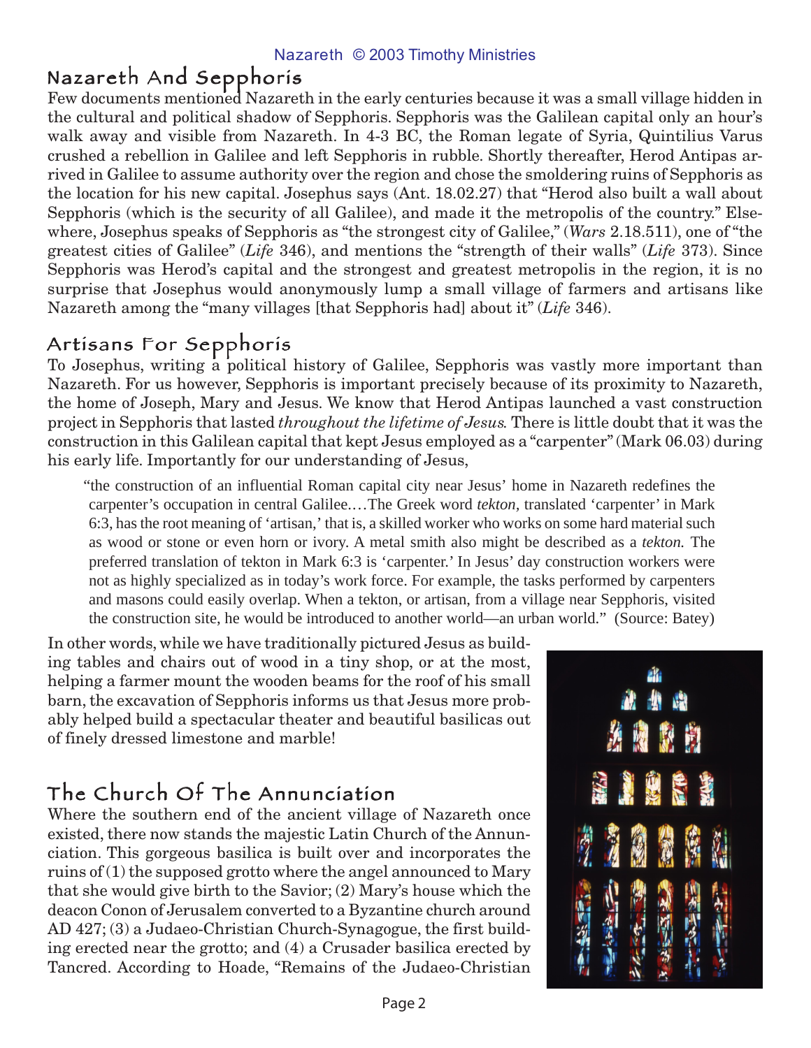## Nazareth And Sepphoris

Few documents mentioned Nazareth in the early centuries because it was a small village hidden in the cultural and political shadow of Sepphoris. Sepphoris was the Galilean capital only an hour's walk away and visible from Nazareth. In 4-3 BC, the Roman legate of Syria, Quintilius Varus crushed a rebellion in Galilee and left Sepphoris in rubble. Shortly thereafter, Herod Antipas arrived in Galilee to assume authority over the region and chose the smoldering ruins of Sepphoris as the location for his new capital. Josephus says (Ant. 18.02.27) that "Herod also built a wall about Sepphoris (which is the security of all Galilee), and made it the metropolis of the country." Elsewhere, Josephus speaks of Sepphoris as "the strongest city of Galilee," (*Wars* 2.18.511), one of "the greatest cities of Galilee" (*Life* 346), and mentions the "strength of their walls" (*Life* 373). Since Sepphoris was Herod's capital and the strongest and greatest metropolis in the region, it is no surprise that Josephus would anonymously lump a small village of farmers and artisans like Nazareth among the "many villages [that Sepphoris had] about it" (*Life* 346).

## Artisans For Sepphoris

To Josephus, writing a political history of Galilee, Sepphoris was vastly more important than Nazareth. For us however, Sepphoris is important precisely because of its proximity to Nazareth, the home of Joseph, Mary and Jesus. We know that Herod Antipas launched a vast construction project in Sepphoris that lasted *throughout the lifetime of Jesus.* There is little doubt that it was the construction in this Galilean capital that kept Jesus employed as a "carpenter" (Mark 06.03) during his early life. Importantly for our understanding of Jesus,

> "the construction of an influential Roman capital city near Jesus' home in Nazareth redefines the carpenter's occupation in central Galilee.…The Greek word *tekton*, translated 'carpenter' in Mark 6:3, has the root meaning of 'artisan,' that is, a skilled worker who works on some hard material such as wood or stone or even horn or ivory. A metal smith also might be described as a *tekton.* The preferred translation of tekton in Mark 6:3 is 'carpenter.' In Jesus' day construction workers were not as highly specialized as in today's work force. For example, the tasks performed by carpenters and masons could easily overlap. When a tekton, or artisan, from a village near Sepphoris, visited the construction site, he would be introduced to another world—an urban world." (Source: Batey)

In other words, while we have traditionally pictured Jesus as building tables and chairs out of wood in a tiny shop, or at the most, helping a farmer mount the wooden beams for the roof of his small barn, the excavation of Sepphoris informs us that Jesus more probably helped build a spectacular theater and beautiful basilicas out of finely dressed limestone and marble!

## The Church Of The Annunciation

Where the southern end of the ancient village of Nazareth once existed, there now stands the majestic Latin Church of the Annunciation. This gorgeous basilica is built over and incorporates the ruins of (1) the supposed grotto where the angel announced to Mary that she would give birth to the Savior; (2) Mary's house which the deacon Conon of Jerusalem converted to a Byzantine church around AD 427; (3) a Judaeo-Christian Church-Synagogue, the first building erected near the grotto; and (4) a Crusader basilica erected by Tancred. According to Hoade, "Remains of the Judaeo-Christian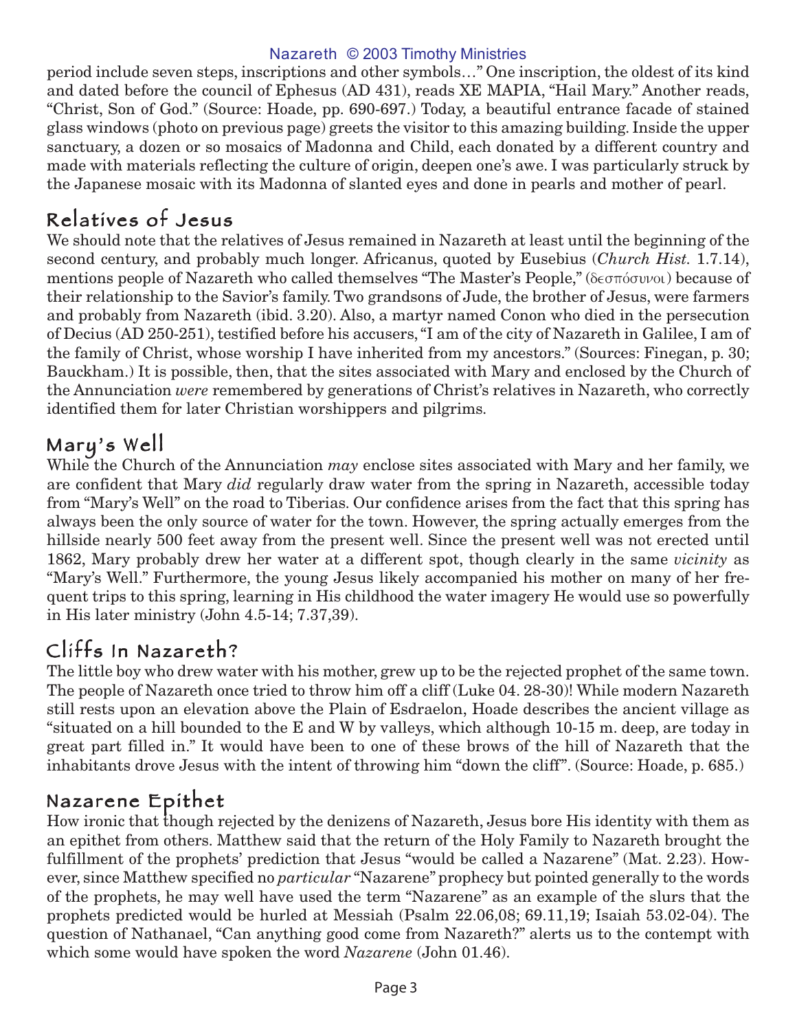period include seven steps, inscriptions and other symbols…" One inscription, the oldest of its kind and dated before the council of Ephesus (AD 431), reads XE MAPIA, "Hail Mary." Another reads, "Christ, Son of God." (Source: Hoade, pp. 690-697.) Today, a beautiful entrance facade of stained glass windows (photo on previous page) greets the visitor to this amazing building. Inside the upper sanctuary, a dozen or so mosaics of Madonna and Child, each donated by a different country and made with materials reflecting the culture of origin, deepen one's awe. I was particularly struck by the Japanese mosaic with its Madonna of slanted eyes and done in pearls and mother of pearl.

## Relatives of Jesus

We should note that the relatives of Jesus remained in Nazareth at least until the beginning of the second century, and probably much longer. Africanus, quoted by Eusebius (*Church Hist.* 1.7.14), mentions people of Nazareth who called themselves "The Master's People," (δεσπόσυνοι) because of their relationship to the Savior's family. Two grandsons of Jude, the brother of Jesus, were farmers and probably from Nazareth (ibid. 3.20). Also, a martyr named Conon who died in the persecution of Decius (AD 250-251), testified before his accusers, "I am of the city of Nazareth in Galilee, I am of the family of Christ, whose worship I have inherited from my ancestors." (Sources: Finegan, p. 30; Bauckham.) It is possible, then, that the sites associated with Mary and enclosed by the Church of the Annunciation *were* remembered by generations of Christ's relatives in Nazareth, who correctly identified them for later Christian worshippers and pilgrims.

## Mary's Well

While the Church of the Annunciation *may* enclose sites associated with Mary and her family, we are confident that Mary *did* regularly draw water from the spring in Nazareth, accessible today from "Mary's Well" on the road to Tiberias. Our confidence arises from the fact that this spring has always been the only source of water for the town. However, the spring actually emerges from the hillside nearly 500 feet away from the present well. Since the present well was not erected until 1862, Mary probably drew her water at a different spot, though clearly in the same *vicinity* as "Mary's Well." Furthermore, the young Jesus likely accompanied his mother on many of her frequent trips to this spring, learning in His childhood the water imagery He would use so powerfully in His later ministry (John 4.5-14; 7.37,39).

## Cliffs In Nazareth?

The little boy who drew water with his mother, grew up to be the rejected prophet of the same town. The people of Nazareth once tried to throw him off a cliff (Luke 04. 28-30)! While modern Nazareth still rests upon an elevation above the Plain of Esdraelon, Hoade describes the ancient village as "situated on a hill bounded to the E and W by valleys, which although 10-15 m. deep, are today in great part filled in." It would have been to one of these brows of the hill of Nazareth that the inhabitants drove Jesus with the intent of throwing him "down the cliff". (Source: Hoade, p. 685.)

## Nazarene Epithet

How ironic that though rejected by the denizens of Nazareth, Jesus bore His identity with them as an epithet from others. Matthew said that the return of the Holy Family to Nazareth brought the fulfillment of the prophets' prediction that Jesus "would be called a Nazarene" (Mat. 2.23). However, since Matthew specified no *particular* "Nazarene" prophecy but pointed generally to the words of the prophets, he may well have used the term "Nazarene" as an example of the slurs that the prophets predicted would be hurled at Messiah (Psalm 22.06,08; 69.11,19; Isaiah 53.02-04). The question of Nathanael, "Can anything good come from Nazareth?" alerts us to the contempt with which some would have spoken the word *Nazarene* (John 01.46).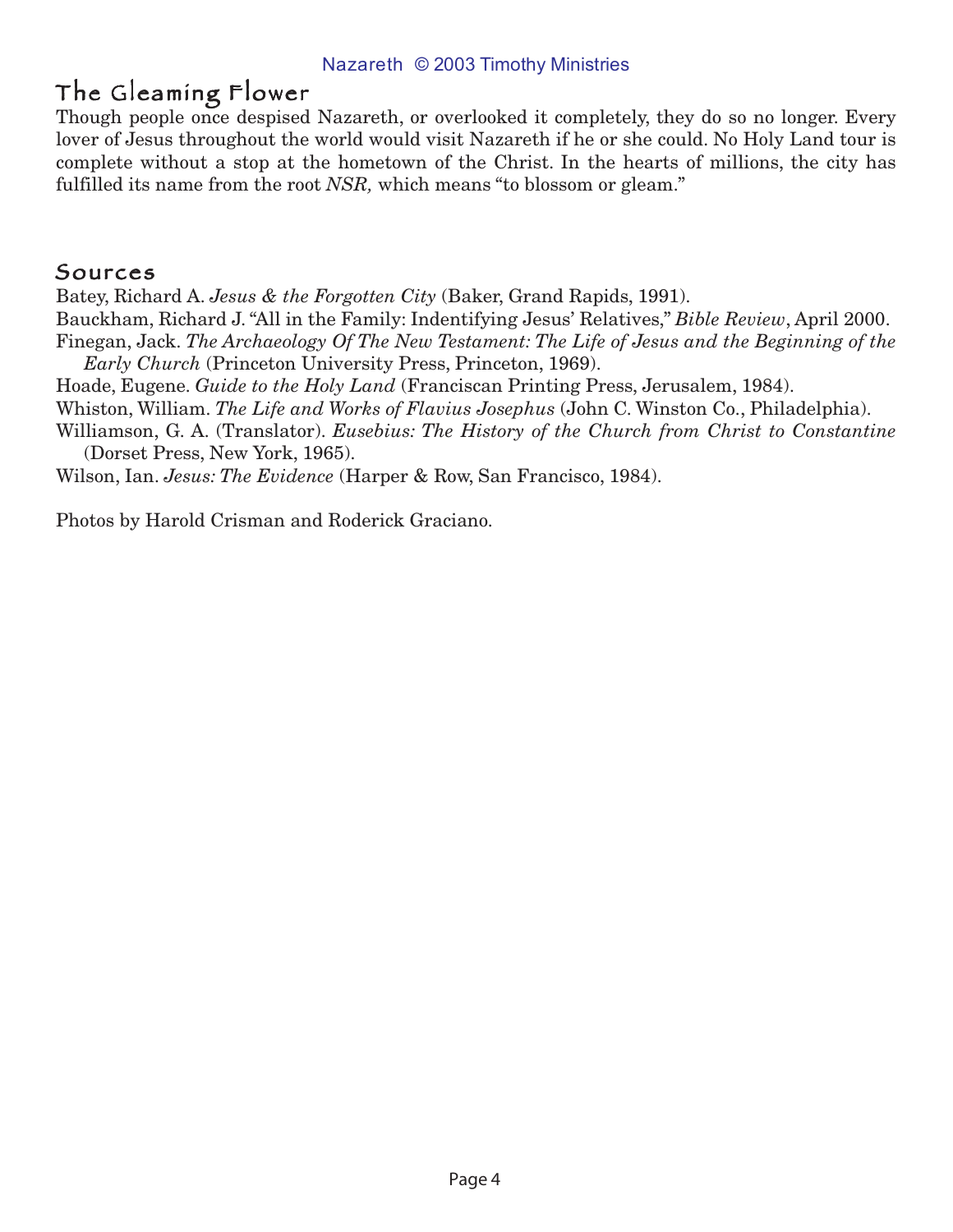## The Gleaming Flower

Though people once despised Nazareth, or overlooked it completely, they do so no longer. Every lover of Jesus throughout the world would visit Nazareth if he or she could. No Holy Land tour is complete without a stop at the hometown of the Christ. In the hearts of millions, the city has fulfilled its name from the root *NSR,* which means "to blossom or gleam."

## Sources

Batey, Richard A. *Jesus & the Forgotten City* (Baker, Grand Rapids, 1991).

Bauckham, Richard J. "All in the Family: Indentifying Jesus' Relatives," *Bible Review*, April 2000.

Finegan, Jack. *The Archaeology Of The New Testament: The Life of Jesus and the Beginning of the Early Church* (Princeton University Press, Princeton, 1969).

Hoade, Eugene. *Guide to the Holy Land* (Franciscan Printing Press, Jerusalem, 1984).

Whiston, William. *The Life and Works of Flavius Josephus* (John C. Winston Co., Philadelphia).

Williamson, G. A. (Translator). *Eusebius: The History of the Church from Christ to Constantine* (Dorset Press, New York, 1965).

Wilson, Ian. *Jesus: The Evidence* (Harper & Row, San Francisco, 1984).

Photos by Harold Crisman and Roderick Graciano.